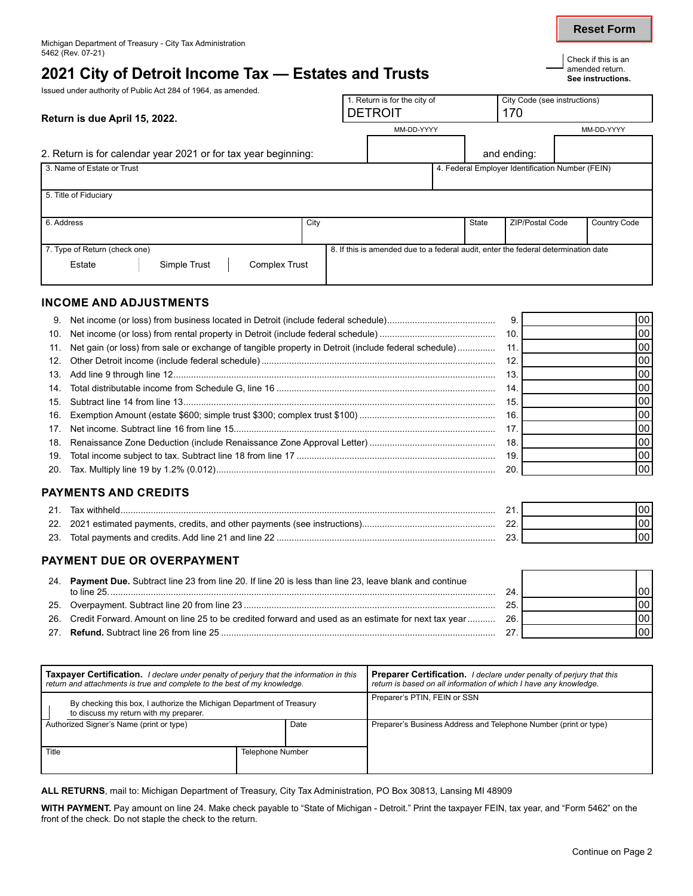Michigan Department of Treasury - City Tax Administration
5462 (Rev. 07-21)

Reset Form

Check if this is an amended return. **See instructions.**

# 2021 City of Detroit Income Tax — Estates and Trusts

Issued under authority of Public Act 284 of 1964, as amended.

**Return is due April 15, 2022.**

| 1. Return is for the city of | City Code (see instructions) |
|---|---|
| DETROIT | 170 |

2. Return is for calendar year 2021 or for tax year beginning: (MM-DD-YYYY) ______ and ending: (MM-DD-YYYY) ______

| 3. Name of Estate or Trust | | | 4. Federal Employer Identification Number (FEIN) | |
|---|---|---|---|---|
| 5. Title of Fiduciary | | | | |
| 6. Address | City | State | ZIP/Postal Code | Country Code |

7. Type of Return (check one): Estate | Simple Trust | Complex Trust

8. If this is amended due to a federal audit, enter the federal determination date

## INCOME AND ADJUSTMENTS

| | | | |
|---|---|---|---|
| 9. | Net income (or loss) from business located in Detroit (include federal schedule) | 9. | 00 |
| 10. | Net income (or loss) from rental property in Detroit (include federal schedule) | 10. | 00 |
| 11. | Net gain (or loss) from sale or exchange of tangible property in Detroit (include federal schedule) | 11. | 00 |
| 12. | Other Detroit income (include federal schedule) | 12. | 00 |
| 13. | Add line 9 through line 12 | 13. | 00 |
| 14. | Total distributable income from Schedule G, line 16 | 14. | 00 |
| 15. | Subtract line 14 from line 13 | 15. | 00 |
| 16. | Exemption Amount (estate $600; simple trust $300; complex trust $100) | 16. | 00 |
| 17. | Net income. Subtract line 16 from line 15 | 17. | 00 |
| 18. | Renaissance Zone Deduction (include Renaissance Zone Approval Letter) | 18. | 00 |
| 19. | Total income subject to tax. Subtract line 18 from line 17 | 19. | 00 |
| 20. | Tax. Multiply line 19 by 1.2% (0.012) | 20. | 00 |

## PAYMENTS AND CREDITS

| | | | |
|---|---|---|---|
| 21. | Tax withheld | 21. | 00 |
| 22. | 2021 estimated payments, credits, and other payments (see instructions) | 22. | 00 |
| 23. | Total payments and credits. Add line 21 and line 22 | 23. | 00 |

## PAYMENT DUE OR OVERPAYMENT

| | | | |
|---|---|---|---|
| 24. | **Payment Due.** Subtract line 23 from line 20. If line 20 is less than line 23, leave blank and continue to line 25. | 24. | 00 |
| 25. | Overpayment. Subtract line 20 from line 23 | 25. | 00 |
| 26. | Credit Forward. Amount on line 25 to be credited forward and used as an estimate for next tax year | 26. | 00 |
| 27. | **Refund.** Subtract line 26 from line 25 | 27. | 00 |

**Taxpayer Certification.** *I declare under penalty of perjury that the information in this return and attachments is true and complete to the best of my knowledge.*

By checking this box, I authorize the Michigan Department of Treasury to discuss my return with my preparer.

| Authorized Signer's Name (print or type) | Date |
|---|---|
| Title | Telephone Number |

**Preparer Certification.** *I declare under penalty of perjury that this return is based on all information of which I have any knowledge.*

Preparer's PTIN, FEIN or SSN

Preparer's Business Address and Telephone Number (print or type)

**ALL RETURNS**, mail to: Michigan Department of Treasury, City Tax Administration, PO Box 30813, Lansing MI 48909

**WITH PAYMENT.** Pay amount on line 24. Make check payable to "State of Michigan - Detroit." Print the taxpayer FEIN, tax year, and "Form 5462" on the front of the check. Do not staple the check to the return.

Continue on Page 2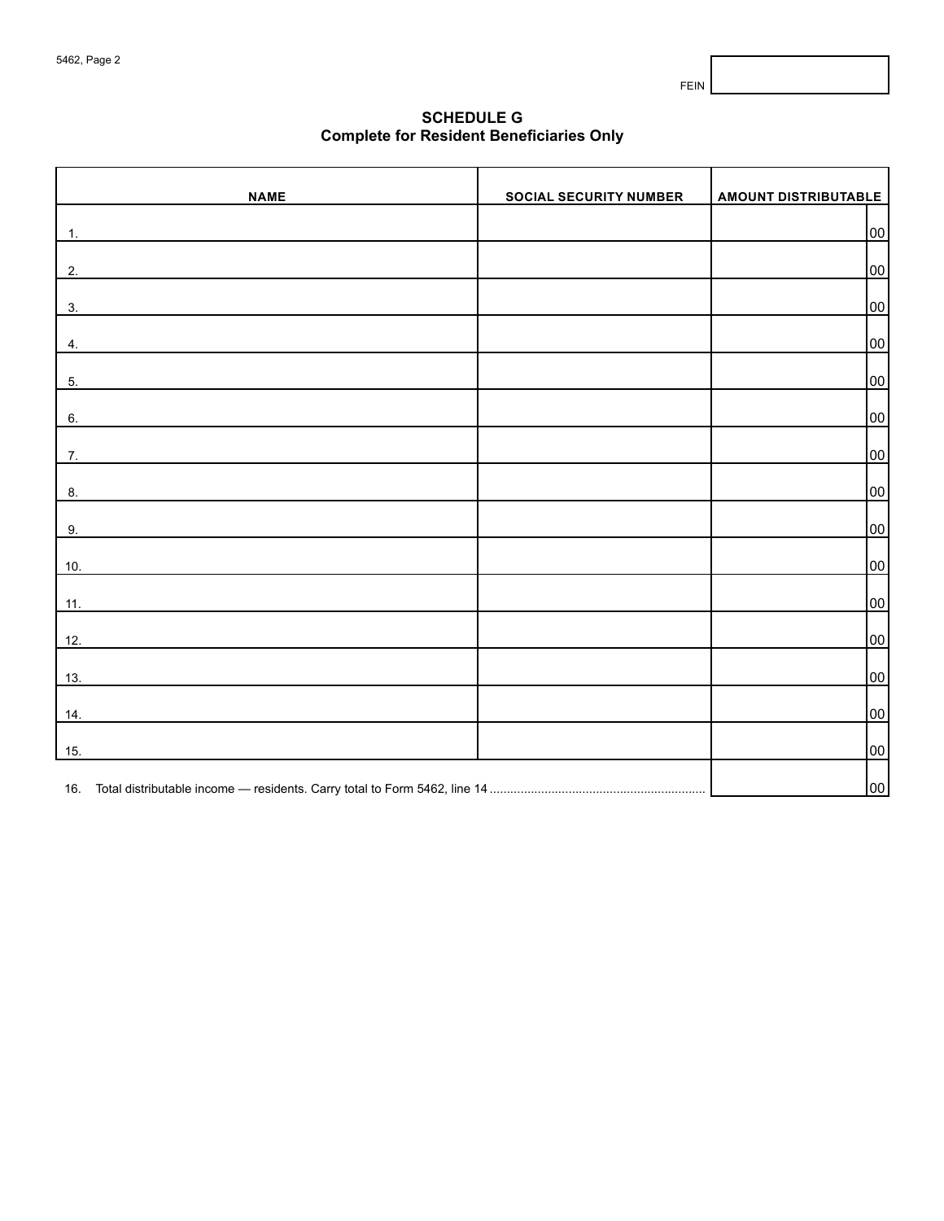5462, Page 2

FEIN

## SCHEDULE G
### Complete for Resident Beneficiaries Only

| NAME | SOCIAL SECURITY NUMBER | AMOUNT DISTRIBUTABLE |
|---|---|---|
| 1. | | 00 |
| 2. | | 00 |
| 3. | | 00 |
| 4. | | 00 |
| 5. | | 00 |
| 6. | | 00 |
| 7. | | 00 |
| 8. | | 00 |
| 9. | | 00 |
| 10. | | 00 |
| 11. | | 00 |
| 12. | | 00 |
| 13. | | 00 |
| 14. | | 00 |
| 15. | | 00 |

16. Total distributable income — residents. Carry total to Form 5462, line 14 .............................................................. 00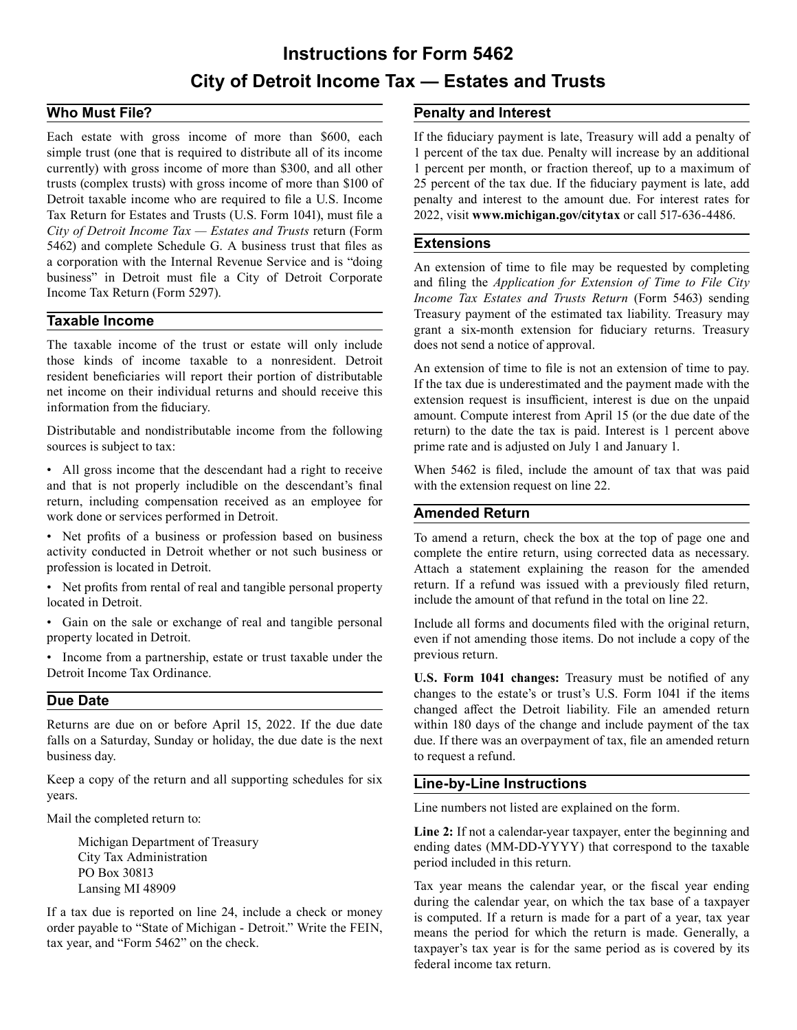# Instructions for Form 5462

# City of Detroit Income Tax — Estates and Trusts

## Who Must File?

Each estate with gross income of more than $600, each simple trust (one that is required to distribute all of its income currently) with gross income of more than $300, and all other trusts (complex trusts) with gross income of more than $100 of Detroit taxable income who are required to file a U.S. Income Tax Return for Estates and Trusts (U.S. Form 1041), must file a *City of Detroit Income Tax — Estates and Trusts* return (Form 5462) and complete Schedule G. A business trust that files as a corporation with the Internal Revenue Service and is "doing business" in Detroit must file a City of Detroit Corporate Income Tax Return (Form 5297).

## Taxable Income

The taxable income of the trust or estate will only include those kinds of income taxable to a nonresident. Detroit resident beneficiaries will report their portion of distributable net income on their individual returns and should receive this information from the fiduciary.

Distributable and nondistributable income from the following sources is subject to tax:

- All gross income that the descendant had a right to receive and that is not properly includible on the descendant's final return, including compensation received as an employee for work done or services performed in Detroit.
- Net profits of a business or profession based on business activity conducted in Detroit whether or not such business or profession is located in Detroit.
- Net profits from rental of real and tangible personal property located in Detroit.
- Gain on the sale or exchange of real and tangible personal property located in Detroit.
- Income from a partnership, estate or trust taxable under the Detroit Income Tax Ordinance.

## Due Date

Returns are due on or before April 15, 2022. If the due date falls on a Saturday, Sunday or holiday, the due date is the next business day.

Keep a copy of the return and all supporting schedules for six years.

Mail the completed return to:

Michigan Department of Treasury
City Tax Administration
PO Box 30813
Lansing MI 48909

If a tax due is reported on line 24, include a check or money order payable to "State of Michigan - Detroit." Write the FEIN, tax year, and "Form 5462" on the check.

## Penalty and Interest

If the fiduciary payment is late, Treasury will add a penalty of 1 percent of the tax due. Penalty will increase by an additional 1 percent per month, or fraction thereof, up to a maximum of 25 percent of the tax due. If the fiduciary payment is late, add penalty and interest to the amount due. For interest rates for 2022, visit **www.michigan.gov/citytax** or call 517-636-4486.

## Extensions

An extension of time to file may be requested by completing and filing the *Application for Extension of Time to File City Income Tax Estates and Trusts Return* (Form 5463) sending Treasury payment of the estimated tax liability. Treasury may grant a six-month extension for fiduciary returns. Treasury does not send a notice of approval.

An extension of time to file is not an extension of time to pay. If the tax due is underestimated and the payment made with the extension request is insufficient, interest is due on the unpaid amount. Compute interest from April 15 (or the due date of the return) to the date the tax is paid. Interest is 1 percent above prime rate and is adjusted on July 1 and January 1.

When 5462 is filed, include the amount of tax that was paid with the extension request on line 22.

## Amended Return

To amend a return, check the box at the top of page one and complete the entire return, using corrected data as necessary. Attach a statement explaining the reason for the amended return. If a refund was issued with a previously filed return, include the amount of that refund in the total on line 22.

Include all forms and documents filed with the original return, even if not amending those items. Do not include a copy of the previous return.

**U.S. Form 1041 changes:** Treasury must be notified of any changes to the estate's or trust's U.S. Form 1041 if the items changed affect the Detroit liability. File an amended return within 180 days of the change and include payment of the tax due. If there was an overpayment of tax, file an amended return to request a refund.

## Line-by-Line Instructions

Line numbers not listed are explained on the form.

**Line 2:** If not a calendar-year taxpayer, enter the beginning and ending dates (MM-DD-YYYY) that correspond to the taxable period included in this return.

Tax year means the calendar year, or the fiscal year ending during the calendar year, on which the tax base of a taxpayer is computed. If a return is made for a part of a year, tax year means the period for which the return is made. Generally, a taxpayer's tax year is for the same period as is covered by its federal income tax return.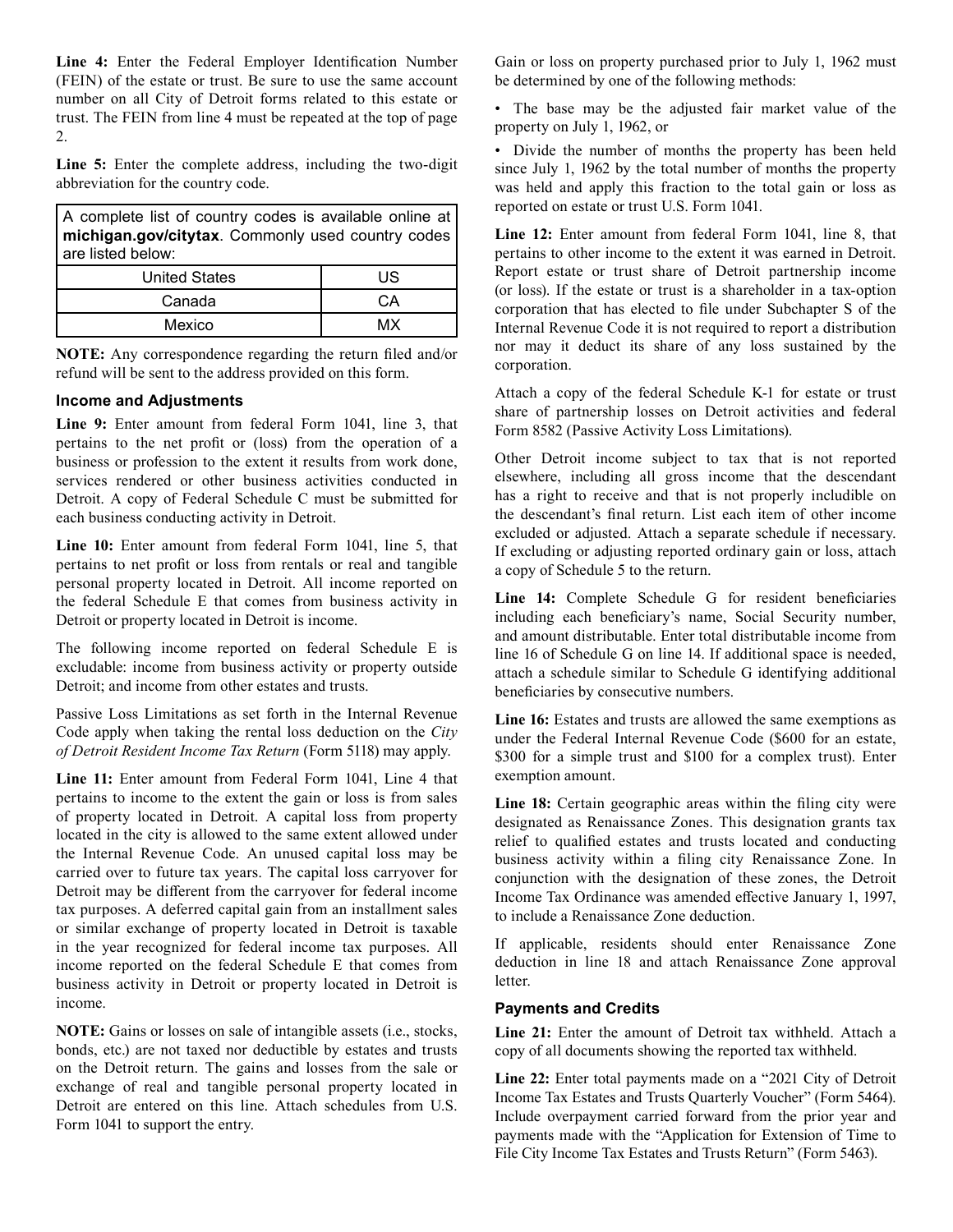**Line 4:** Enter the Federal Employer Identification Number (FEIN) of the estate or trust. Be sure to use the same account number on all City of Detroit forms related to this estate or trust. The FEIN from line 4 must be repeated at the top of page 2.

**Line 5:** Enter the complete address, including the two-digit abbreviation for the country code.

| A complete list of country codes is available online at **michigan.gov/citytax**. Commonly used country codes are listed below: | |
|---|---|
| United States | US |
| Canada | CA |
| Mexico | MX |

**NOTE:** Any correspondence regarding the return filed and/or refund will be sent to the address provided on this form.

### Income and Adjustments

**Line 9:** Enter amount from federal Form 1041, line 3, that pertains to the net profit or (loss) from the operation of a business or profession to the extent it results from work done, services rendered or other business activities conducted in Detroit. A copy of Federal Schedule C must be submitted for each business conducting activity in Detroit.

**Line 10:** Enter amount from federal Form 1041, line 5, that pertains to net profit or loss from rentals or real and tangible personal property located in Detroit. All income reported on the federal Schedule E that comes from business activity in Detroit or property located in Detroit is income.

The following income reported on federal Schedule E is excludable: income from business activity or property outside Detroit; and income from other estates and trusts.

Passive Loss Limitations as set forth in the Internal Revenue Code apply when taking the rental loss deduction on the *City of Detroit Resident Income Tax Return* (Form 5118) may apply.

**Line 11:** Enter amount from Federal Form 1041, Line 4 that pertains to income to the extent the gain or loss is from sales of property located in Detroit. A capital loss from property located in the city is allowed to the same extent allowed under the Internal Revenue Code. An unused capital loss may be carried over to future tax years. The capital loss carryover for Detroit may be different from the carryover for federal income tax purposes. A deferred capital gain from an installment sales or similar exchange of property located in Detroit is taxable in the year recognized for federal income tax purposes. All income reported on the federal Schedule E that comes from business activity in Detroit or property located in Detroit is income.

**NOTE:** Gains or losses on sale of intangible assets (i.e., stocks, bonds, etc.) are not taxed nor deductible by estates and trusts on the Detroit return. The gains and losses from the sale or exchange of real and tangible personal property located in Detroit are entered on this line. Attach schedules from U.S. Form 1041 to support the entry.

Gain or loss on property purchased prior to July 1, 1962 must be determined by one of the following methods:

- The base may be the adjusted fair market value of the property on July 1, 1962, or
- Divide the number of months the property has been held since July 1, 1962 by the total number of months the property was held and apply this fraction to the total gain or loss as reported on estate or trust U.S. Form 1041.

**Line 12:** Enter amount from federal Form 1041, line 8, that pertains to other income to the extent it was earned in Detroit. Report estate or trust share of Detroit partnership income (or loss). If the estate or trust is a shareholder in a tax-option corporation that has elected to file under Subchapter S of the Internal Revenue Code it is not required to report a distribution nor may it deduct its share of any loss sustained by the corporation.

Attach a copy of the federal Schedule K-1 for estate or trust share of partnership losses on Detroit activities and federal Form 8582 (Passive Activity Loss Limitations).

Other Detroit income subject to tax that is not reported elsewhere, including all gross income that the descendant has a right to receive and that is not properly includible on the descendant's final return. List each item of other income excluded or adjusted. Attach a separate schedule if necessary. If excluding or adjusting reported ordinary gain or loss, attach a copy of Schedule 5 to the return.

**Line 14:** Complete Schedule G for resident beneficiaries including each beneficiary's name, Social Security number, and amount distributable. Enter total distributable income from line 16 of Schedule G on line 14. If additional space is needed, attach a schedule similar to Schedule G identifying additional beneficiaries by consecutive numbers.

**Line 16:** Estates and trusts are allowed the same exemptions as under the Federal Internal Revenue Code ($600 for an estate, $300 for a simple trust and $100 for a complex trust). Enter exemption amount.

**Line 18:** Certain geographic areas within the filing city were designated as Renaissance Zones. This designation grants tax relief to qualified estates and trusts located and conducting business activity within a filing city Renaissance Zone. In conjunction with the designation of these zones, the Detroit Income Tax Ordinance was amended effective January 1, 1997, to include a Renaissance Zone deduction.

If applicable, residents should enter Renaissance Zone deduction in line 18 and attach Renaissance Zone approval letter.

### Payments and Credits

**Line 21:** Enter the amount of Detroit tax withheld. Attach a copy of all documents showing the reported tax withheld.

**Line 22:** Enter total payments made on a "2021 City of Detroit Income Tax Estates and Trusts Quarterly Voucher" (Form 5464). Include overpayment carried forward from the prior year and payments made with the "Application for Extension of Time to File City Income Tax Estates and Trusts Return" (Form 5463).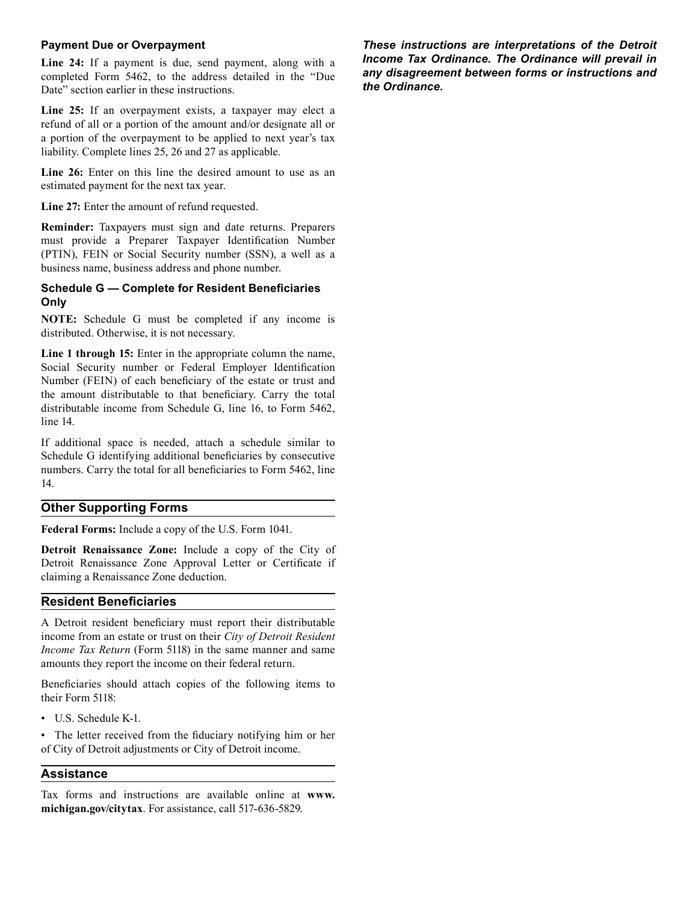### Payment Due or Overpayment

**Line 24:** If a payment is due, send payment, along with a completed Form 5462, to the address detailed in the "Due Date" section earlier in these instructions.

**Line 25:** If an overpayment exists, a taxpayer may elect a refund of all or a portion of the amount and/or designate all or a portion of the overpayment to be applied to next year's tax liability. Complete lines 25, 26 and 27 as applicable.

**Line 26:** Enter on this line the desired amount to use as an estimated payment for the next tax year.

**Line 27:** Enter the amount of refund requested.

**Reminder:** Taxpayers must sign and date returns. Preparers must provide a Preparer Taxpayer Identification Number (PTIN), FEIN or Social Security number (SSN), a well as a business name, business address and phone number.

### Schedule G — Complete for Resident Beneficiaries Only

**NOTE:** Schedule G must be completed if any income is distributed. Otherwise, it is not necessary.

**Line 1 through 15:** Enter in the appropriate column the name, Social Security number or Federal Employer Identification Number (FEIN) of each beneficiary of the estate or trust and the amount distributable to that beneficiary. Carry the total distributable income from Schedule G, line 16, to Form 5462, line 14.

If additional space is needed, attach a schedule similar to Schedule G identifying additional beneficiaries by consecutive numbers. Carry the total for all beneficiaries to Form 5462, line 14.

## Other Supporting Forms

**Federal Forms:** Include a copy of the U.S. Form 1041.

**Detroit Renaissance Zone:** Include a copy of the City of Detroit Renaissance Zone Approval Letter or Certificate if claiming a Renaissance Zone deduction.

## Resident Beneficiaries

A Detroit resident beneficiary must report their distributable income from an estate or trust on their *City of Detroit Resident Income Tax Return* (Form 5118) in the same manner and same amounts they report the income on their federal return.

Beneficiaries should attach copies of the following items to their Form 5118:

- U.S. Schedule K-1.
- The letter received from the fiduciary notifying him or her of City of Detroit adjustments or City of Detroit income.

## Assistance

Tax forms and instructions are available online at **www.michigan.gov/citytax**. For assistance, call 517-636-5829.

***These instructions are interpretations of the Detroit Income Tax Ordinance. The Ordinance will prevail in any disagreement between forms or instructions and the Ordinance.***